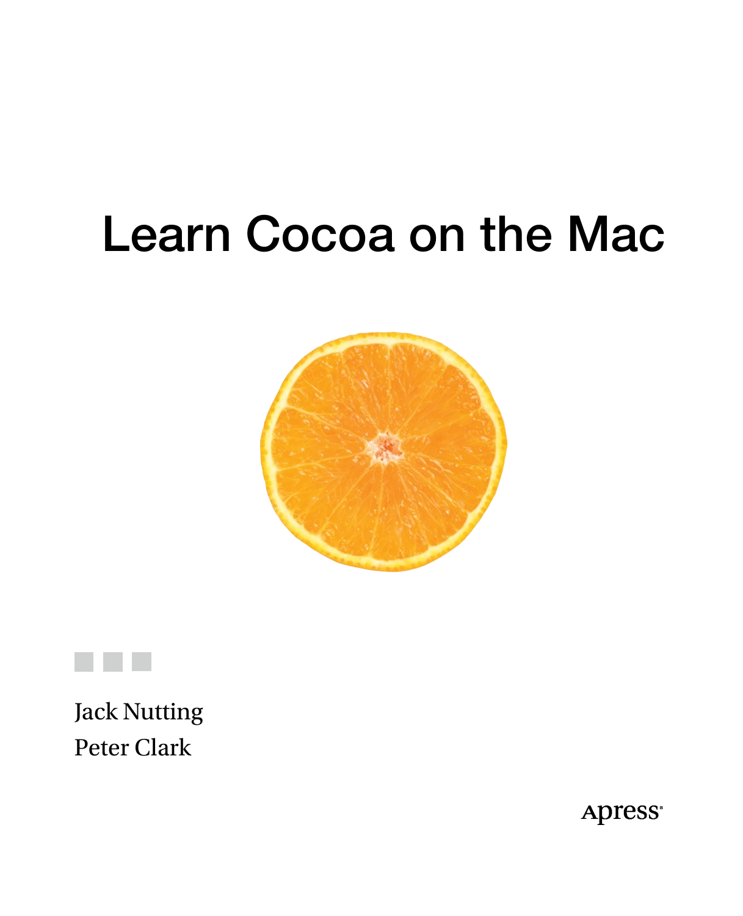# Learn Cocoa on the Mac

Jack Nutting

Peter Clark

Apress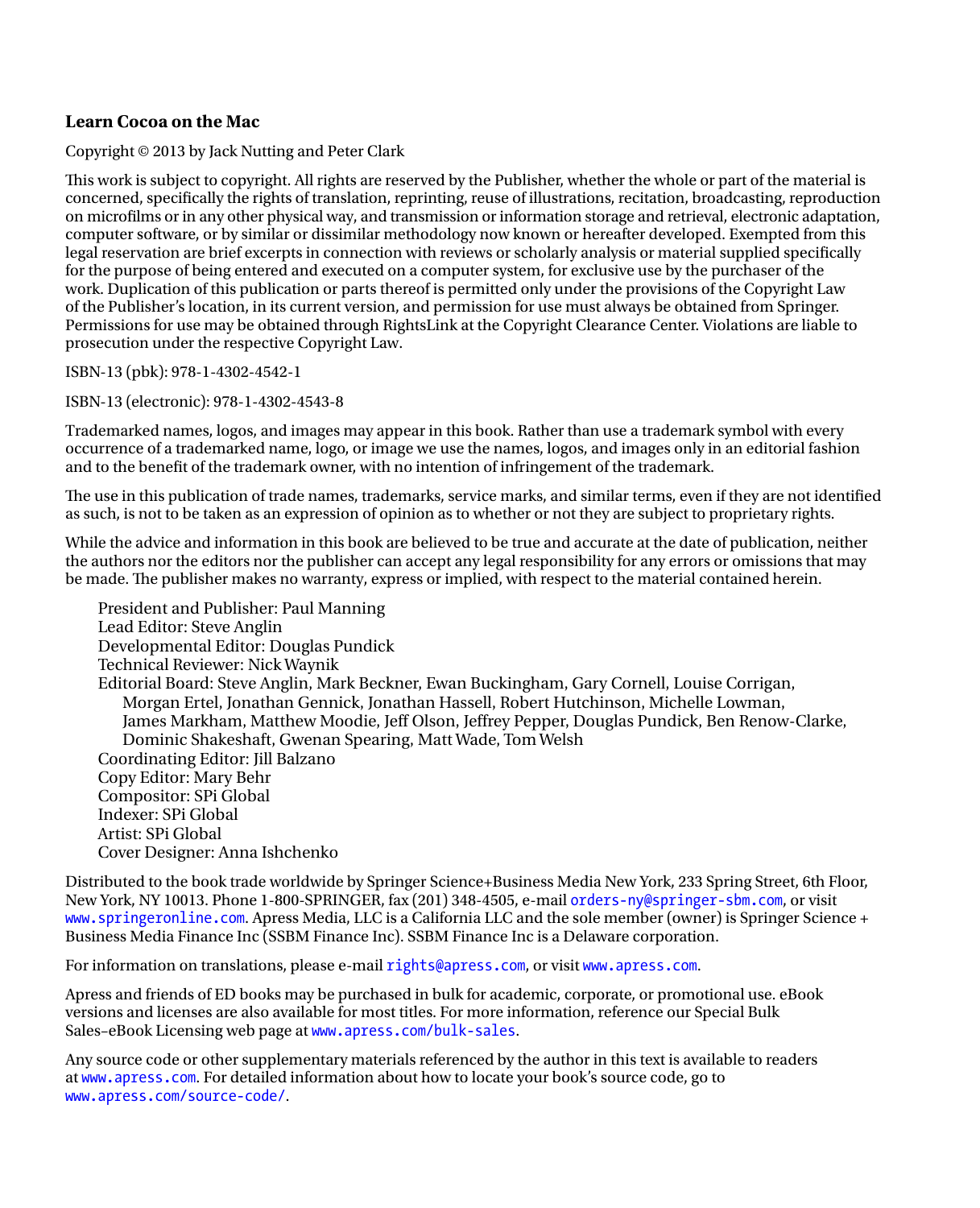**Learn Cocoa on the Mac**

Copyright © 2013 by Jack Nutting and Peter Clark

This work is subject to copyright. All rights are reserved by the Publisher, whether the whole or part of the material is concerned, specifically the rights of translation, reprinting, reuse of illustrations, recitation, broadcasting, reproduction on microfilms or in any other physical way, and transmission or information storage and retrieval, electronic adaptation, computer software, or by similar or dissimilar methodology now known or hereafter developed. Exempted from this legal reservation are brief excerpts in connection with reviews or scholarly analysis or material supplied specifically for the purpose of being entered and executed on a computer system, for exclusive use by the purchaser of the work. Duplication of this publication or parts thereof is permitted only under the provisions of the Copyright Law of the Publisher's location, in its current version, and permission for use must always be obtained from Springer. Permissions for use may be obtained through RightsLink at the Copyright Clearance Center. Violations are liable to prosecution under the respective Copyright Law.

ISBN-13 (pbk): 978-1-4302-4542-1

ISBN-13 (electronic): 978-1-4302-4543-8

Trademarked names, logos, and images may appear in this book. Rather than use a trademark symbol with every occurrence of a trademarked name, logo, or image we use the names, logos, and images only in an editorial fashion and to the benefit of the trademark owner, with no intention of infringement of the trademark.

The use in this publication of trade names, trademarks, service marks, and similar terms, even if they are not identified as such, is not to be taken as an expression of opinion as to whether or not they are subject to proprietary rights.

While the advice and information in this book are believed to be true and accurate at the date of publication, neither the authors nor the editors nor the publisher can accept any legal responsibility for any errors or omissions that may be made. The publisher makes no warranty, express or implied, with respect to the material contained herein.

President and Publisher: Paul Manning
Lead Editor: Steve Anglin
Developmental Editor: Douglas Pundick
Technical Reviewer: Nick Waynik
Editorial Board: Steve Anglin, Mark Beckner, Ewan Buckingham, Gary Cornell, Louise Corrigan, Morgan Ertel, Jonathan Gennick, Jonathan Hassell, Robert Hutchinson, Michelle Lowman, James Markham, Matthew Moodie, Jeff Olson, Jeffrey Pepper, Douglas Pundick, Ben Renow-Clarke, Dominic Shakeshaft, Gwenan Spearing, Matt Wade, Tom Welsh
Coordinating Editor: Jill Balzano
Copy Editor: Mary Behr
Compositor: SPi Global
Indexer: SPi Global
Artist: SPi Global
Cover Designer: Anna Ishchenko

Distributed to the book trade worldwide by Springer Science+Business Media New York, 233 Spring Street, 6th Floor, New York, NY 10013. Phone 1-800-SPRINGER, fax (201) 348-4505, e-mail orders-ny@springer-sbm.com, or visit www.springeronline.com. Apress Media, LLC is a California LLC and the sole member (owner) is Springer Science + Business Media Finance Inc (SSBM Finance Inc). SSBM Finance Inc is a Delaware corporation.

For information on translations, please e-mail rights@apress.com, or visit www.apress.com.

Apress and friends of ED books may be purchased in bulk for academic, corporate, or promotional use. eBook versions and licenses are also available for most titles. For more information, reference our Special Bulk Sales–eBook Licensing web page at www.apress.com/bulk-sales.

Any source code or other supplementary materials referenced by the author in this text is available to readers at www.apress.com. For detailed information about how to locate your book's source code, go to www.apress.com/source-code/.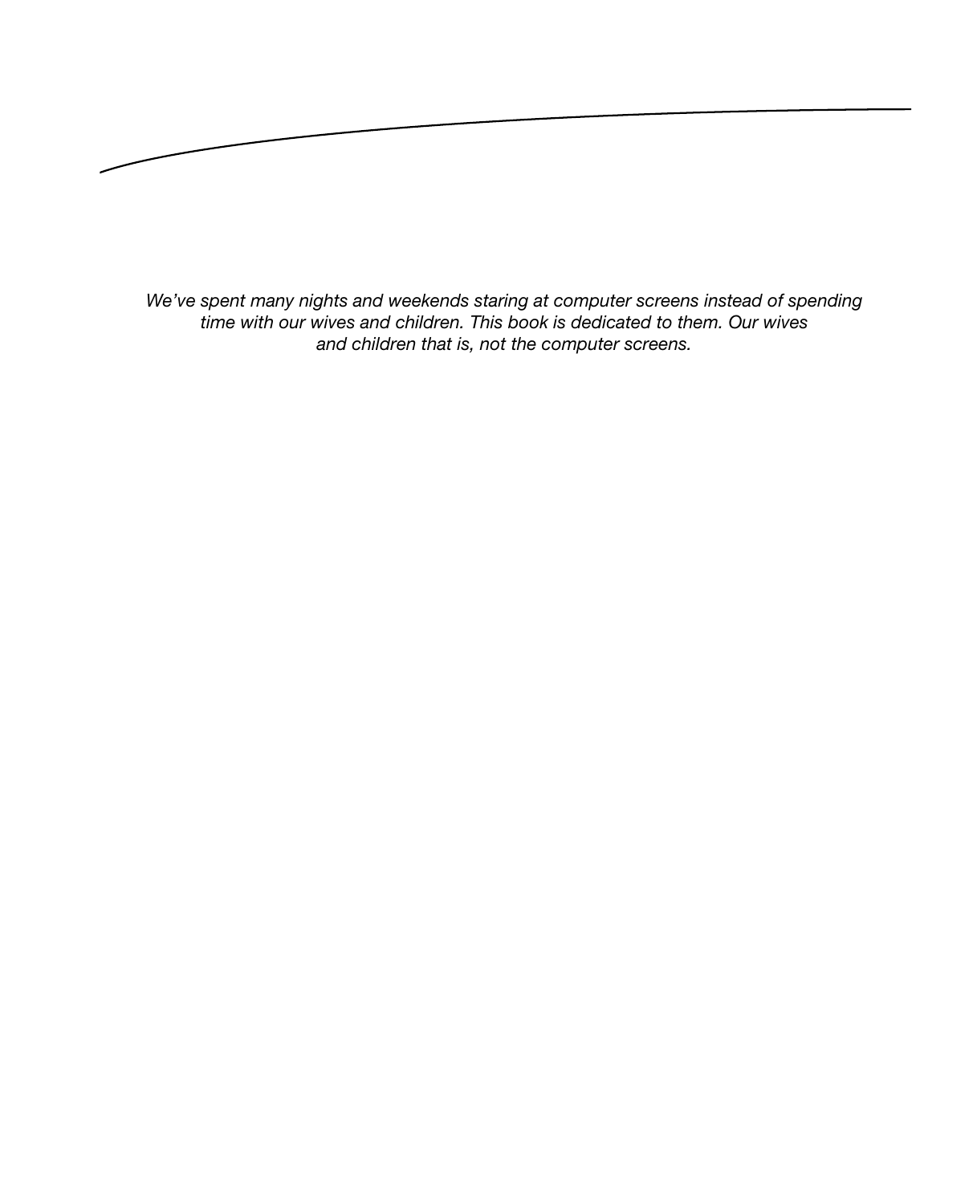*We've spent many nights and weekends staring at computer screens instead of spending time with our wives and children. This book is dedicated to them. Our wives and children that is, not the computer screens.*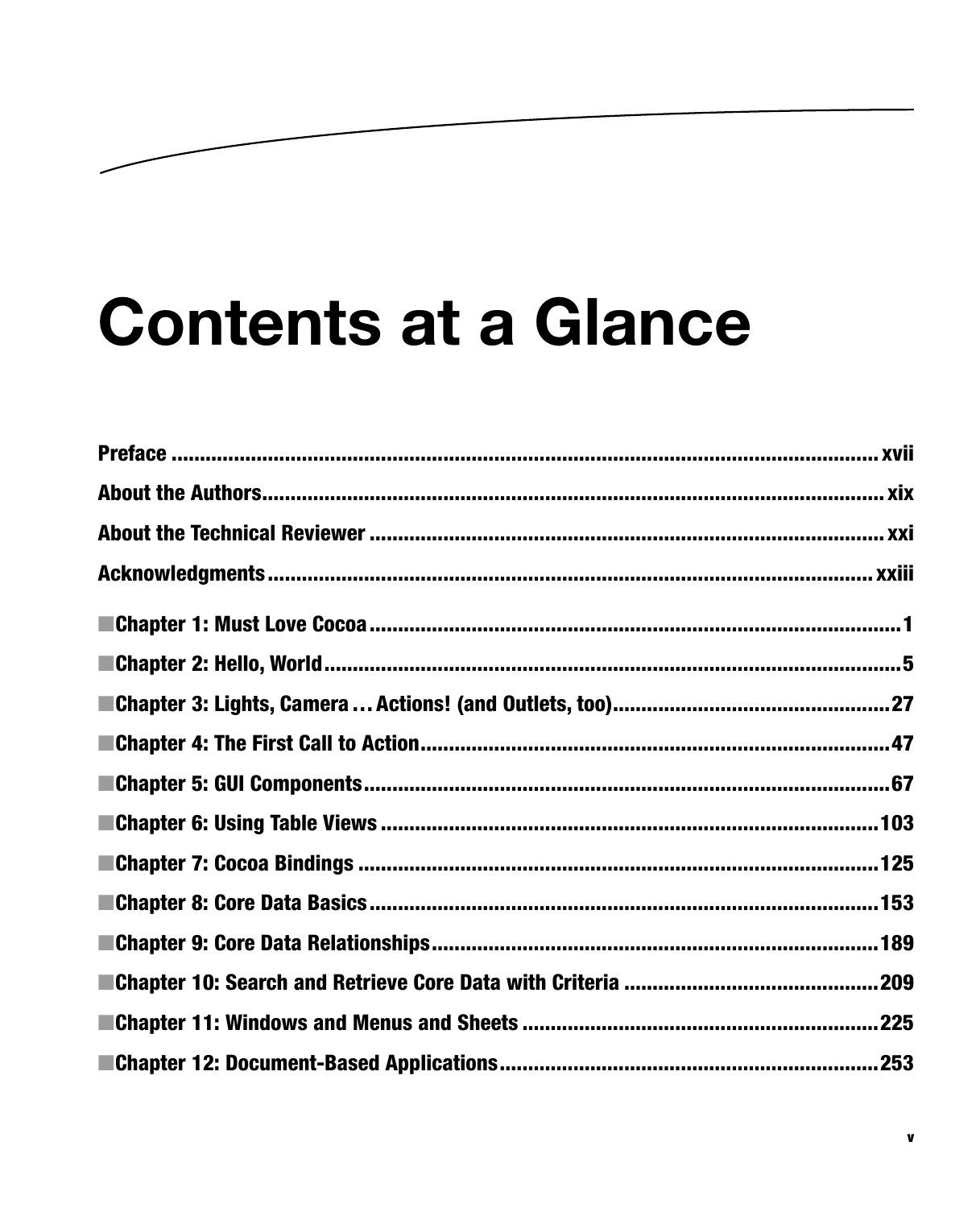# Contents at a Glance

**Preface** ............................................................................................................. **xvii**

**About the Authors** ................................................................................................. **xix**

**About the Technical Reviewer** ............................................................................... **xxi**

**Acknowledgments** ................................................................................................ **xxiii**

■**Chapter 1: Must Love Cocoa** ..................................................................................**1**

■**Chapter 2: Hello, World** ..........................................................................................**5**

■**Chapter 3: Lights, Camera … Actions! (and Outlets, too)** .....................................**27**

■**Chapter 4: The First Call to Action** ......................................................................**47**

■**Chapter 5: GUI Components** .................................................................................**67**

■**Chapter 6: Using Table Views** .............................................................................**103**

■**Chapter 7: Cocoa Bindings** .................................................................................**125**

■**Chapter 8: Core Data Basics** ...............................................................................**153**

■**Chapter 9: Core Data Relationships** ...................................................................**189**

■**Chapter 10: Search and Retrieve Core Data with Criteria** .................................**209**

■**Chapter 11: Windows and Menus and Sheets** ....................................................**225**

■**Chapter 12: Document-Based Applications** .......................................................**253**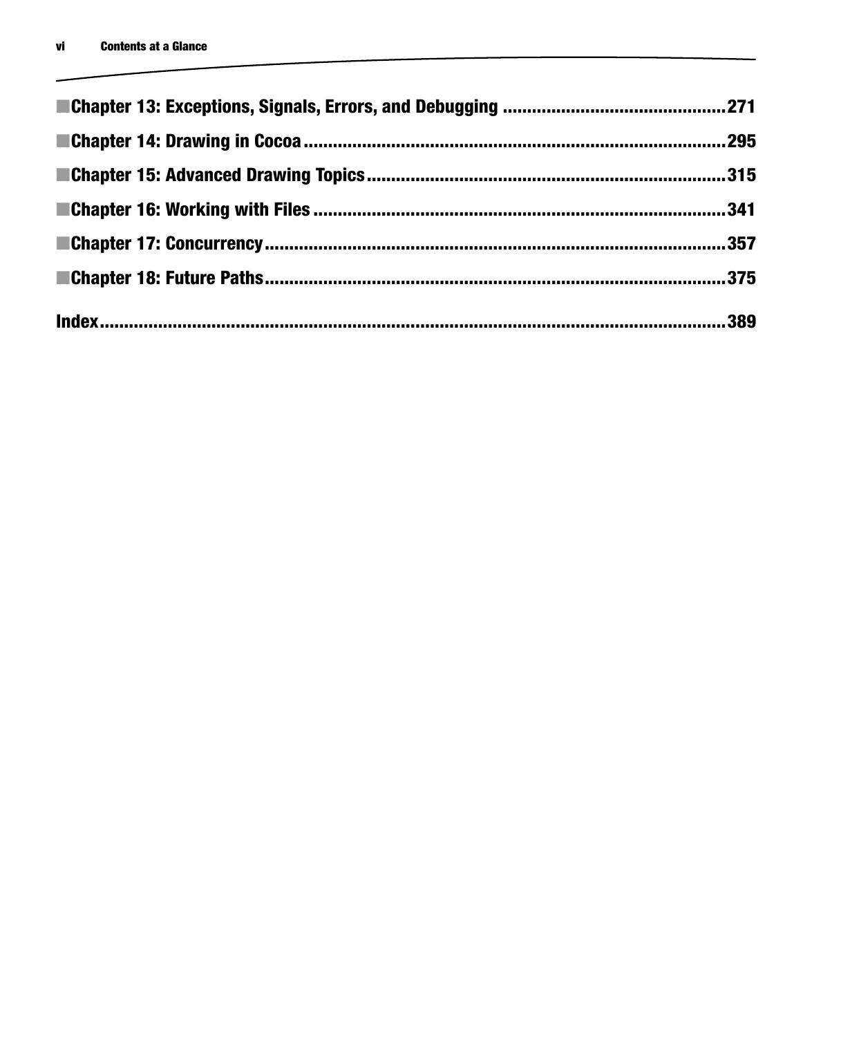■**Chapter 13: Exceptions, Signals, Errors, and Debugging** ..............................................**271**

■**Chapter 14: Drawing in Cocoa**......................................................................................**295**

■**Chapter 15: Advanced Drawing Topics**..........................................................................**315**

■**Chapter 16: Working with Files** ....................................................................................**341**

■**Chapter 17: Concurrency**..............................................................................................**357**

■**Chapter 18: Future Paths**..............................................................................................**375**

**Index**...............................................................................................................................**389**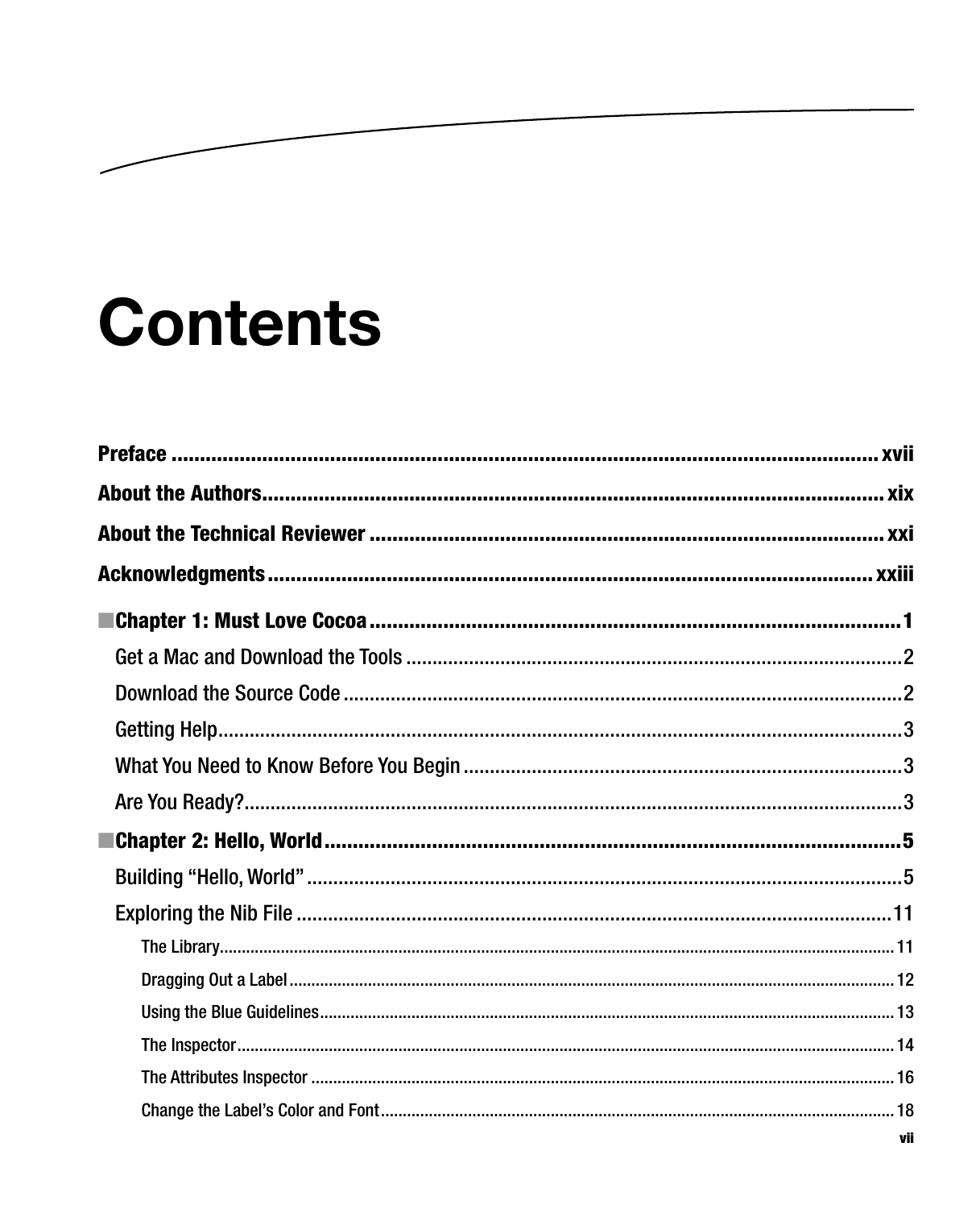# Contents

**Preface** .......... xvii

**About the Authors** .......... xix

**About the Technical Reviewer** .......... xxi

**Acknowledgments** .......... xxiii

**■ Chapter 1: Must Love Cocoa** .......... 1

- Get a Mac and Download the Tools .......... 2
- Download the Source Code .......... 2
- Getting Help .......... 3
- What You Need to Know Before You Begin .......... 3
- Are You Ready? .......... 3

**■ Chapter 2: Hello, World** .......... 5

- Building "Hello, World" .......... 5
- Exploring the Nib File .......... 11
  - The Library .......... 11
  - Dragging Out a Label .......... 12
  - Using the Blue Guidelines .......... 13
  - The Inspector .......... 14
  - The Attributes Inspector .......... 16
  - Change the Label's Color and Font .......... 18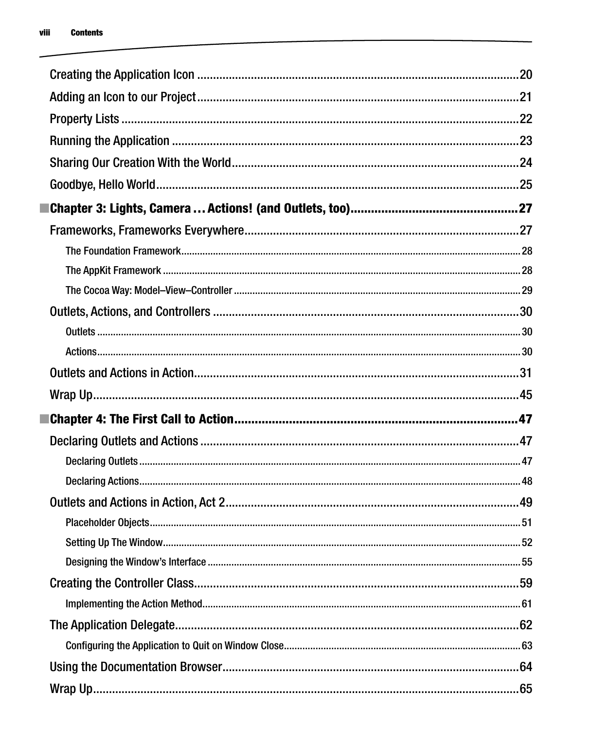Creating the Application Icon ....................................................................................................20

Adding an Icon to our Project....................................................................................................21

Property Lists ............................................................................................................................22

Running the Application ............................................................................................................23

Sharing Our Creation With the World.........................................................................................24

Goodbye, Hello World.................................................................................................................25

■ **Chapter 3: Lights, Camera … Actions! (and Outlets, too)................................................27**

Frameworks, Frameworks Everywhere.......................................................................................27

- The Foundation Framework..............................................................................................................28
- The AppKit Framework ....................................................................................................................28
- The Cocoa Way: Model–View–Controller ..........................................................................................29

Outlets, Actions, and Controllers ...............................................................................................30

- Outlets .............................................................................................................................................30
- Actions.............................................................................................................................................30

Outlets and Actions in Action.....................................................................................................31

Wrap Up.....................................................................................................................................45

■ **Chapter 4: The First Call to Action...................................................................................47**

Declaring Outlets and Actions ...................................................................................................47

- Declaring Outlets .............................................................................................................................47
- Declaring Actions.............................................................................................................................48

Outlets and Actions in Action, Act 2...........................................................................................49

- Placeholder Objects..........................................................................................................................51
- Setting Up The Window.....................................................................................................................52
- Designing the Window's Interface .....................................................................................................55

Creating the Controller Class.....................................................................................................59

- Implementing the Action Method.......................................................................................................61

The Application Delegate...........................................................................................................62

- Configuring the Application to Quit on Window Close.........................................................................63

Using the Documentation Browser.............................................................................................64

Wrap Up.....................................................................................................................................65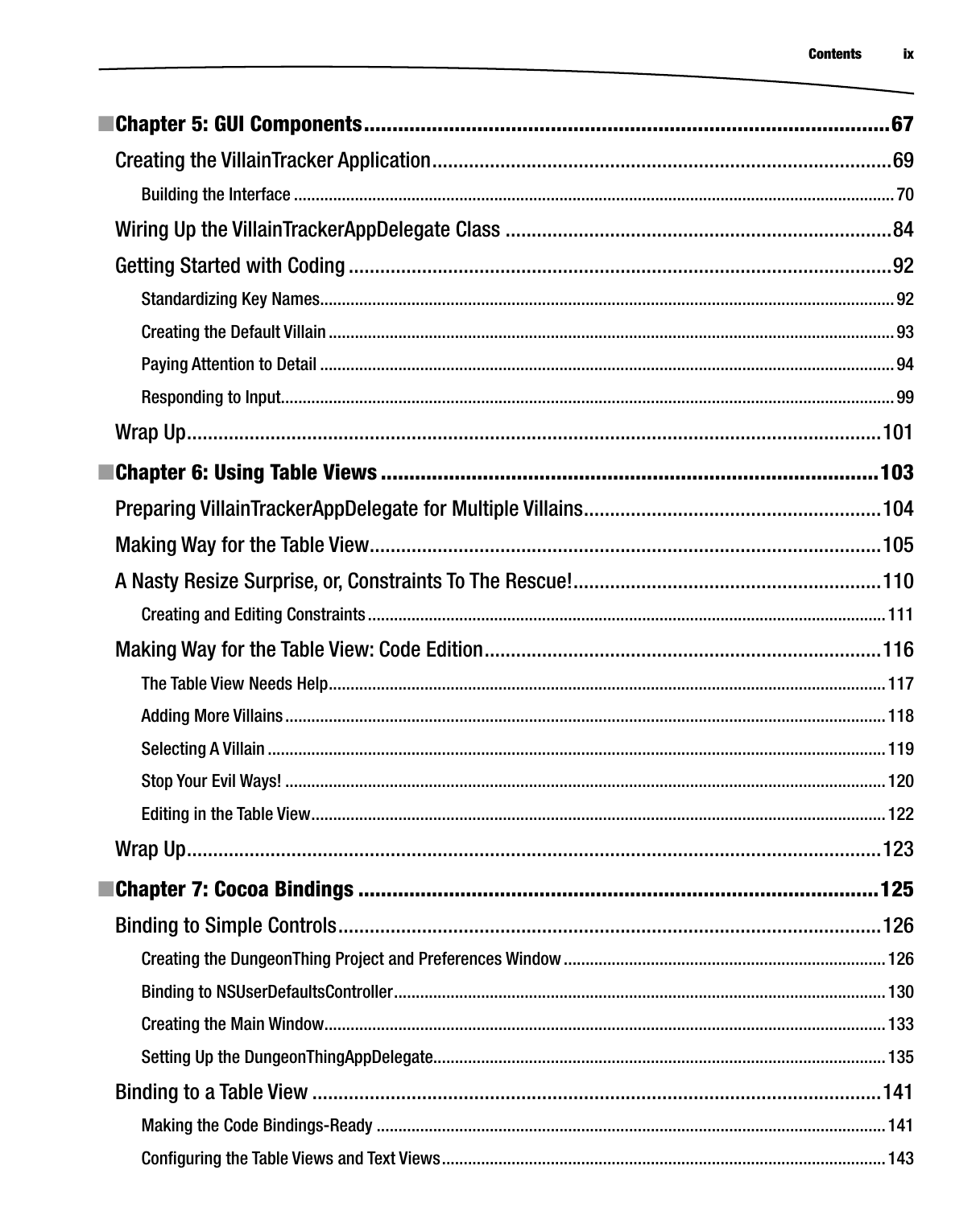- **Chapter 5: GUI Components** .......... 67
  - Creating the VillainTracker Application .......... 69
    - Building the Interface .......... 70
  - Wiring Up the VillainTrackerAppDelegate Class .......... 84
  - Getting Started with Coding .......... 92
    - Standardizing Key Names .......... 92
    - Creating the Default Villain .......... 93
    - Paying Attention to Detail .......... 94
    - Responding to Input .......... 99
  - Wrap Up .......... 101
- **Chapter 6: Using Table Views** .......... 103
  - Preparing VillainTrackerAppDelegate for Multiple Villains .......... 104
  - Making Way for the Table View .......... 105
  - A Nasty Resize Surprise, or, Constraints To The Rescue! .......... 110
    - Creating and Editing Constraints .......... 111
  - Making Way for the Table View: Code Edition .......... 116
    - The Table View Needs Help .......... 117
    - Adding More Villains .......... 118
    - Selecting A Villain .......... 119
    - Stop Your Evil Ways! .......... 120
    - Editing in the Table View .......... 122
  - Wrap Up .......... 123
- **Chapter 7: Cocoa Bindings** .......... 125
  - Binding to Simple Controls .......... 126
    - Creating the DungeonThing Project and Preferences Window .......... 126
    - Binding to NSUserDefaultsController .......... 130
    - Creating the Main Window .......... 133
    - Setting Up the DungeonThingAppDelegate .......... 135
  - Binding to a Table View .......... 141
    - Making the Code Bindings-Ready .......... 141
    - Configuring the Table Views and Text Views .......... 143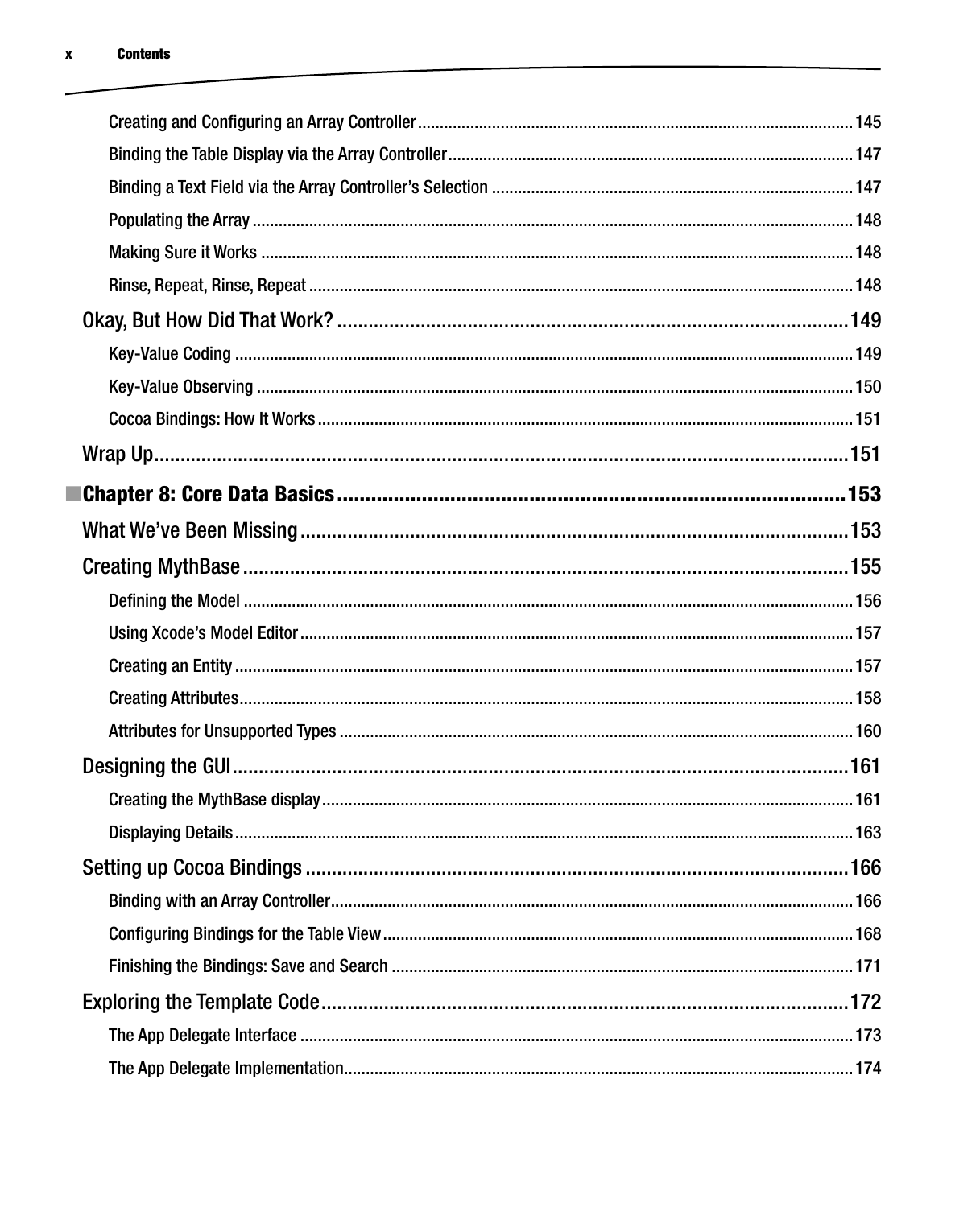Creating and Configuring an Array Controller ..... 145

Binding the Table Display via the Array Controller ..... 147

Binding a Text Field via the Array Controller's Selection ..... 147

Populating the Array ..... 148

Making Sure it Works ..... 148

Rinse, Repeat, Rinse, Repeat ..... 148

Okay, But How Did That Work? ..... 149

Key-Value Coding ..... 149

Key-Value Observing ..... 150

Cocoa Bindings: How It Works ..... 151

Wrap Up ..... 151

**■Chapter 8: Core Data Basics ..... 153**

What We've Been Missing ..... 153

Creating MythBase ..... 155

Defining the Model ..... 156

Using Xcode's Model Editor ..... 157

Creating an Entity ..... 157

Creating Attributes ..... 158

Attributes for Unsupported Types ..... 160

Designing the GUI ..... 161

Creating the MythBase display ..... 161

Displaying Details ..... 163

Setting up Cocoa Bindings ..... 166

Binding with an Array Controller ..... 166

Configuring Bindings for the Table View ..... 168

Finishing the Bindings: Save and Search ..... 171

Exploring the Template Code ..... 172

The App Delegate Interface ..... 173

The App Delegate Implementation ..... 174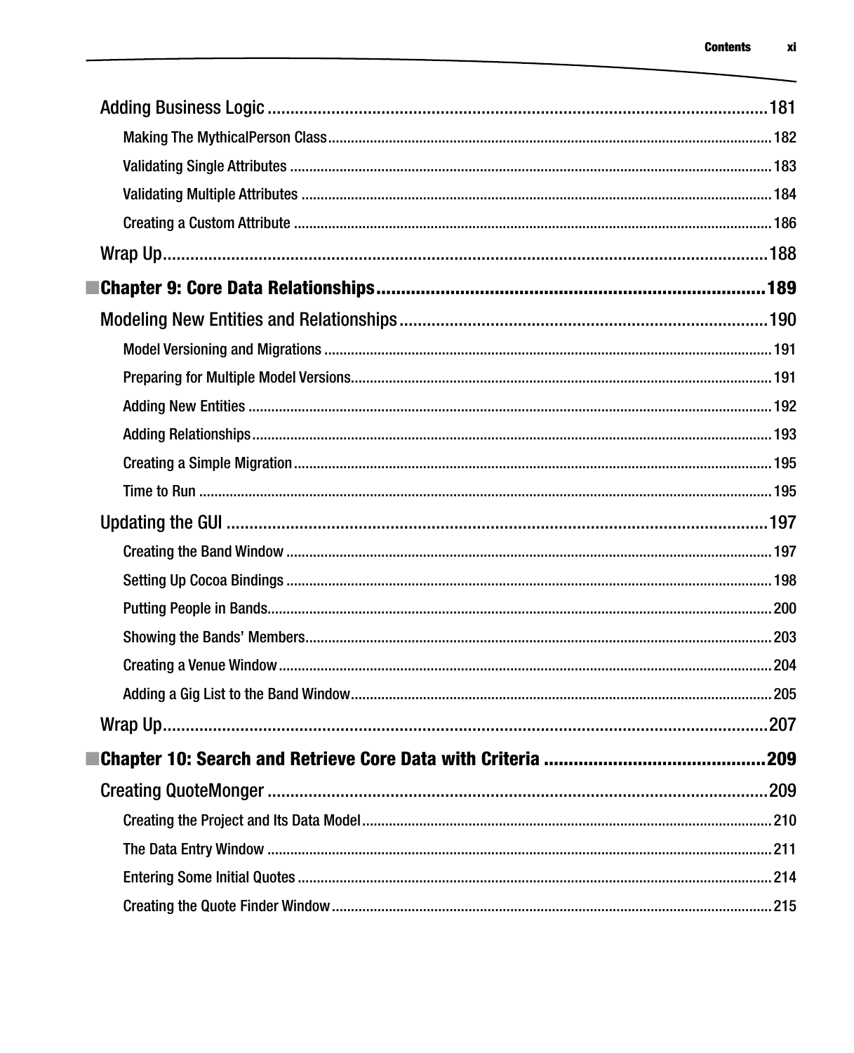Adding Business Logic .......................................................................................................181

Making The MythicalPerson Class.......................................................................................182

Validating Single Attributes ................................................................................................183

Validating Multiple Attributes .............................................................................................184

Creating a Custom Attribute ...............................................................................................186

Wrap Up...............................................................................................................................188

■ **Chapter 9: Core Data Relationships.................................................................189**

Modeling New Entities and Relationships .........................................................................190

Model Versioning and Migrations ........................................................................................191

Preparing for Multiple Model Versions.................................................................................191

Adding New Entities ............................................................................................................192

Adding Relationships...........................................................................................................193

Creating a Simple Migration................................................................................................195

Time to Run .........................................................................................................................195

Updating the GUI ...............................................................................................................197

Creating the Band Window ..................................................................................................197

Setting Up Cocoa Bindings ..................................................................................................198

Putting People in Bands.......................................................................................................200

Showing the Bands' Members..............................................................................................203

Creating a Venue Window ....................................................................................................204

Adding a Gig List to the Band Window.................................................................................205

Wrap Up...............................................................................................................................207

■ **Chapter 10: Search and Retrieve Core Data with Criteria ...............................209**

Creating QuoteMonger .......................................................................................................209

Creating the Project and Its Data Model...............................................................................210

The Data Entry Window .......................................................................................................211

Entering Some Initial Quotes ...............................................................................................214

Creating the Quote Finder Window.......................................................................................215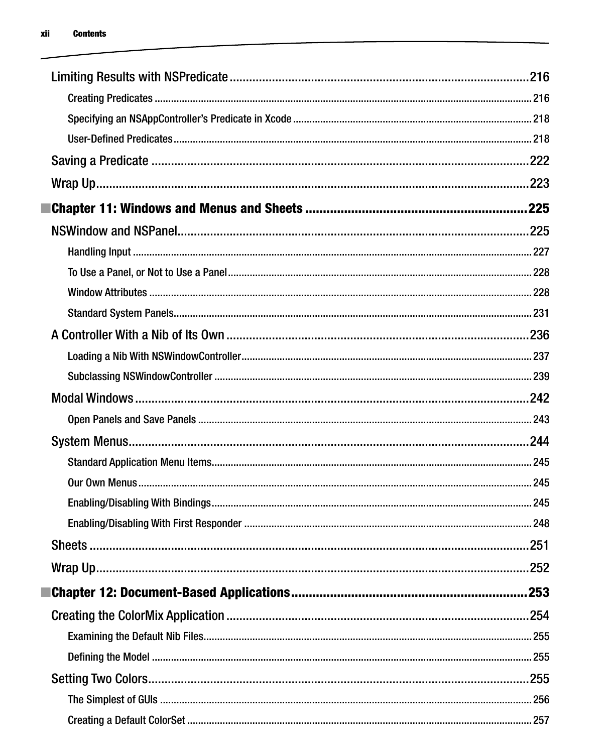Limiting Results with NSPredicate ........................................................................................216

Creating Predicates ........................................................................................216

Specifying an NSAppController's Predicate in Xcode ........................................................................................218

User-Defined Predicates ........................................................................................218

Saving a Predicate ........................................................................................222

Wrap Up ........................................................................................223

## ■Chapter 11: Windows and Menus and Sheets ........................................................................................225

NSWindow and NSPanel ........................................................................................225

Handling Input ........................................................................................227

To Use a Panel, or Not to Use a Panel ........................................................................................228

Window Attributes ........................................................................................228

Standard System Panels ........................................................................................231

A Controller With a Nib of Its Own ........................................................................................236

Loading a Nib With NSWindowController ........................................................................................237

Subclassing NSWindowController ........................................................................................239

Modal Windows ........................................................................................242

Open Panels and Save Panels ........................................................................................243

System Menus ........................................................................................244

Standard Application Menu Items ........................................................................................245

Our Own Menus ........................................................................................245

Enabling/Disabling With Bindings ........................................................................................245

Enabling/Disabling With First Responder ........................................................................................248

Sheets ........................................................................................251

Wrap Up ........................................................................................252

## ■Chapter 12: Document-Based Applications ........................................................................................253

Creating the ColorMix Application ........................................................................................254

Examining the Default Nib Files ........................................................................................255

Defining the Model ........................................................................................255

Setting Two Colors ........................................................................................255

The Simplest of GUIs ........................................................................................256

Creating a Default ColorSet ........................................................................................257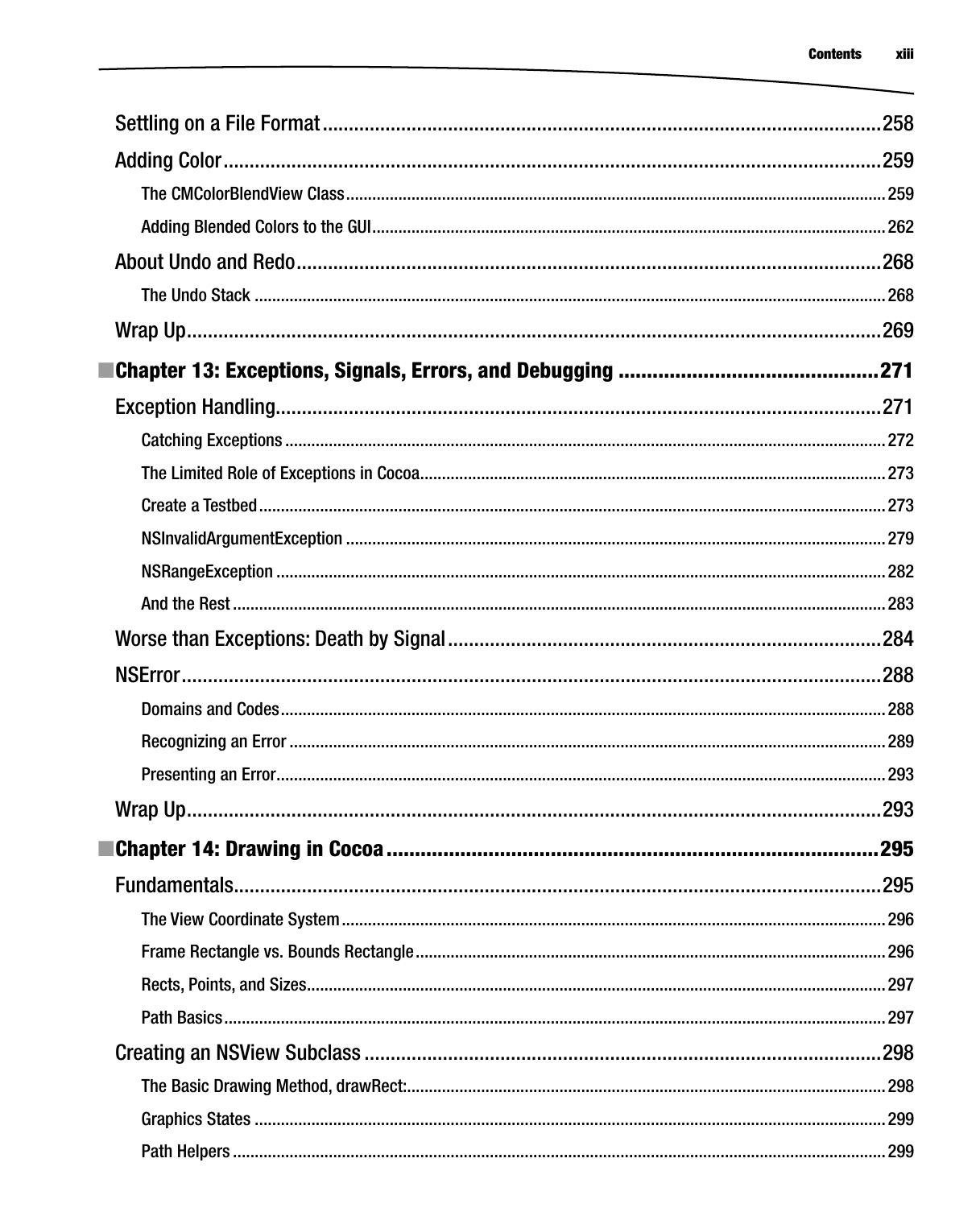Settling on a File Format ....................................................................................................258

Adding Color ........................................................................................................................259

The CMColorBlendView Class ..................................................................................................259

Adding Blended Colors to the GUI ...........................................................................................262

About Undo and Redo ..........................................................................................................268

The Undo Stack .......................................................................................................................268

Wrap Up ................................................................................................................................269

## ■Chapter 13: Exceptions, Signals, Errors, and Debugging ....................................271

Exception Handling ...............................................................................................................271

Catching Exceptions .................................................................................................................272

The Limited Role of Exceptions in Cocoa ..................................................................................273

Create a Testbed ......................................................................................................................273

NSInvalidArgumentException ...................................................................................................279

NSRangeException ...................................................................................................................282

And the Rest .............................................................................................................................283

Worse than Exceptions: Death by Signal .............................................................................284

NSError .................................................................................................................................288

Domains and Codes ..................................................................................................................288

Recognizing an Error ................................................................................................................289

Presenting an Error ...................................................................................................................293

Wrap Up ................................................................................................................................293

## ■Chapter 14: Drawing in Cocoa ..............................................................................295

Fundamentals .......................................................................................................................295

The View Coordinate System .....................................................................................................296

Frame Rectangle vs. Bounds Rectangle ....................................................................................296

Rects, Points, and Sizes.............................................................................................................297

Path Basics ...............................................................................................................................297

Creating an NSView Subclass ..............................................................................................298

The Basic Drawing Method, drawRect: ......................................................................................298

Graphics States .........................................................................................................................299

Path Helpers ..............................................................................................................................299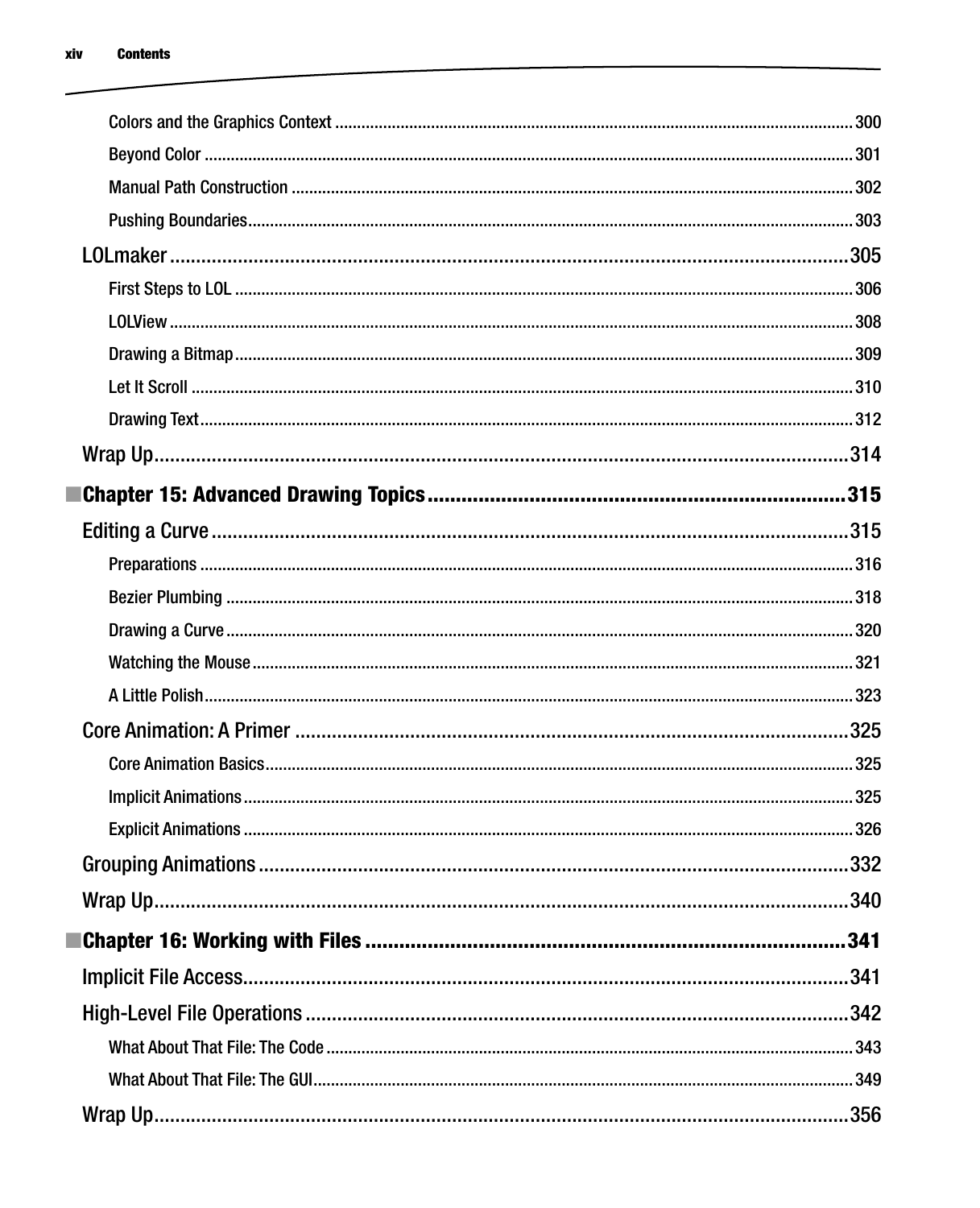- Colors and the Graphics Context ..... 300
- Beyond Color ..... 301
- Manual Path Construction ..... 302
- Pushing Boundaries ..... 303

LOLmaker ..... 305

- First Steps to LOL ..... 306
- LOLView ..... 308
- Drawing a Bitmap ..... 309
- Let It Scroll ..... 310
- Drawing Text ..... 312

Wrap Up ..... 314

**■ Chapter 15: Advanced Drawing Topics ..... 315**

Editing a Curve ..... 315

- Preparations ..... 316
- Bezier Plumbing ..... 318
- Drawing a Curve ..... 320
- Watching the Mouse ..... 321
- A Little Polish ..... 323

Core Animation: A Primer ..... 325

- Core Animation Basics ..... 325
- Implicit Animations ..... 325
- Explicit Animations ..... 326

Grouping Animations ..... 332

Wrap Up ..... 340

**■ Chapter 16: Working with Files ..... 341**

Implicit File Access ..... 341

High-Level File Operations ..... 342

- What About That File: The Code ..... 343
- What About That File: The GUI ..... 349

Wrap Up ..... 356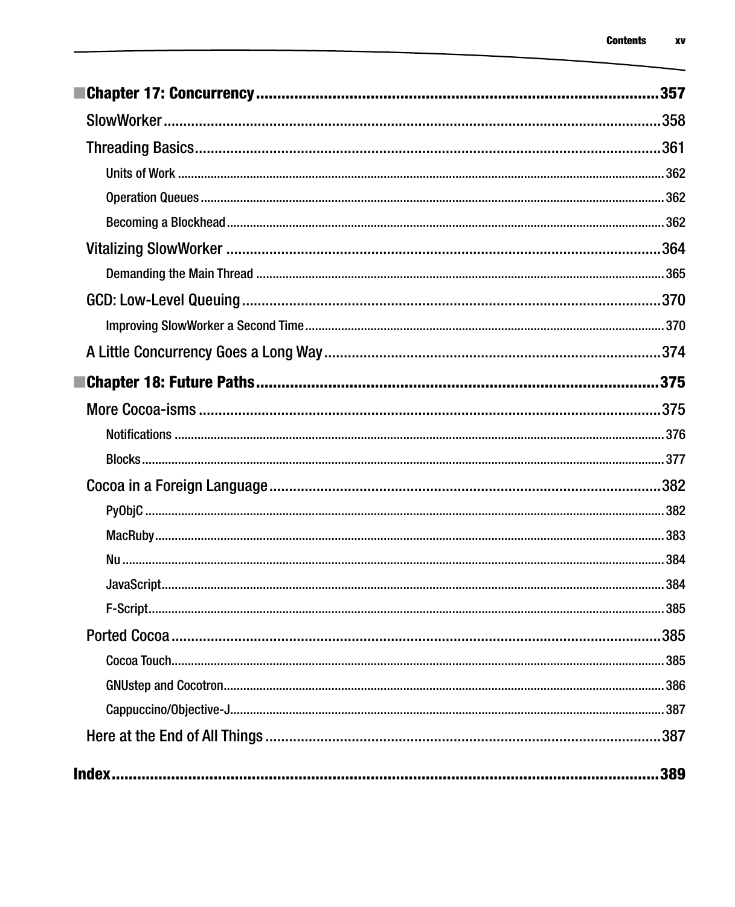**Chapter 17: Concurrency** .......... 357

SlowWorker .......... 358

Threading Basics .......... 361

Units of Work .......... 362

Operation Queues .......... 362

Becoming a Blockhead .......... 362

Vitalizing SlowWorker .......... 364

Demanding the Main Thread .......... 365

GCD: Low-Level Queuing .......... 370

Improving SlowWorker a Second Time .......... 370

A Little Concurrency Goes a Long Way .......... 374

**Chapter 18: Future Paths** .......... 375

More Cocoa-isms .......... 375

Notifications .......... 376

Blocks .......... 377

Cocoa in a Foreign Language .......... 382

PyObjC .......... 382

MacRuby .......... 383

Nu .......... 384

JavaScript .......... 384

F-Script .......... 385

Ported Cocoa .......... 385

Cocoa Touch .......... 385

GNUstep and Cocotron .......... 386

Cappuccino/Objective-J .......... 387

Here at the End of All Things .......... 387

**Index** .......... 389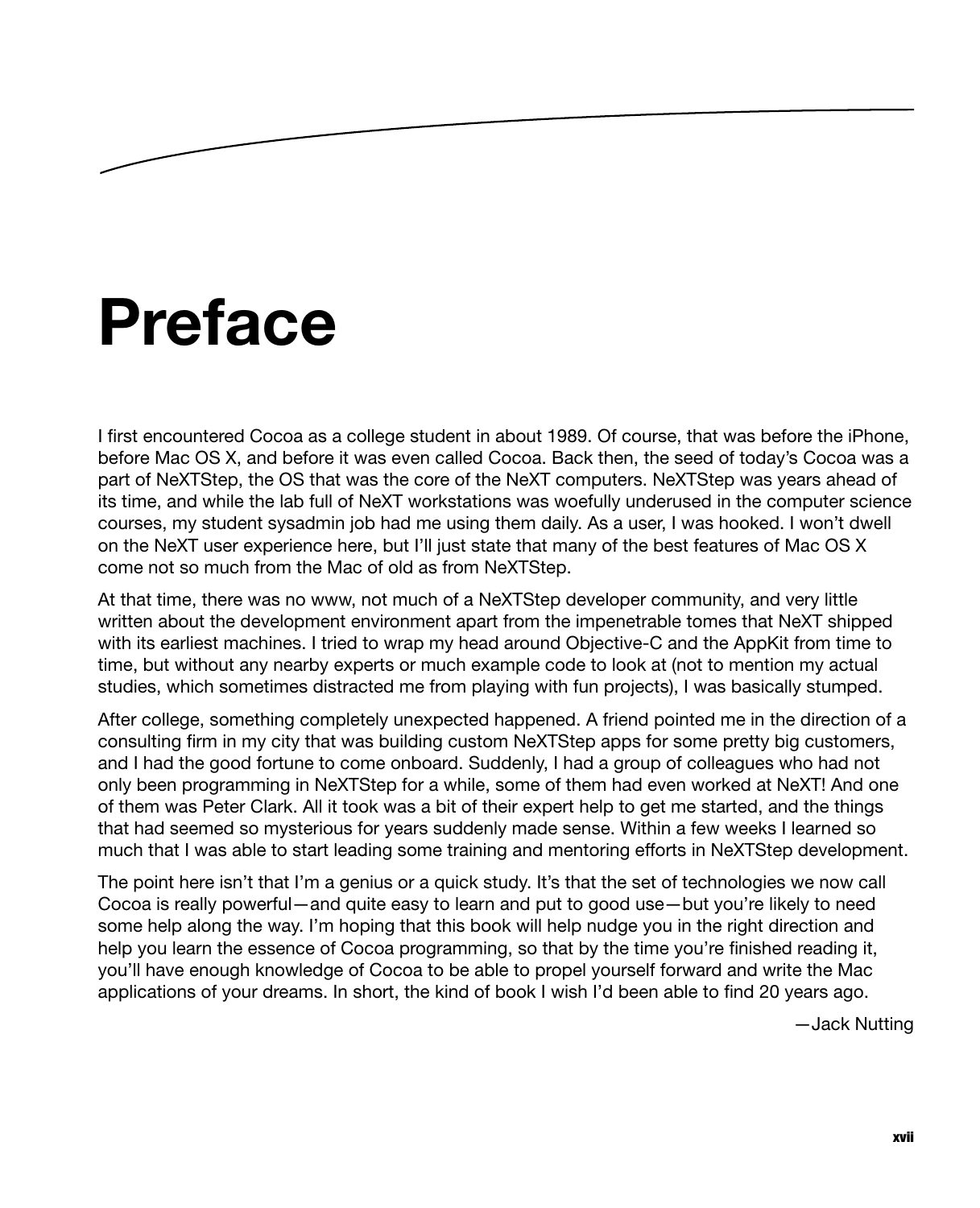# Preface

I first encountered Cocoa as a college student in about 1989. Of course, that was before the iPhone, before Mac OS X, and before it was even called Cocoa. Back then, the seed of today's Cocoa was a part of NeXTStep, the OS that was the core of the NeXT computers. NeXTStep was years ahead of its time, and while the lab full of NeXT workstations was woefully underused in the computer science courses, my student sysadmin job had me using them daily. As a user, I was hooked. I won't dwell on the NeXT user experience here, but I'll just state that many of the best features of Mac OS X come not so much from the Mac of old as from NeXTStep.

At that time, there was no www, not much of a NeXTStep developer community, and very little written about the development environment apart from the impenetrable tomes that NeXT shipped with its earliest machines. I tried to wrap my head around Objective-C and the AppKit from time to time, but without any nearby experts or much example code to look at (not to mention my actual studies, which sometimes distracted me from playing with fun projects), I was basically stumped.

After college, something completely unexpected happened. A friend pointed me in the direction of a consulting firm in my city that was building custom NeXTStep apps for some pretty big customers, and I had the good fortune to come onboard. Suddenly, I had a group of colleagues who had not only been programming in NeXTStep for a while, some of them had even worked at NeXT! And one of them was Peter Clark. All it took was a bit of their expert help to get me started, and the things that had seemed so mysterious for years suddenly made sense. Within a few weeks I learned so much that I was able to start leading some training and mentoring efforts in NeXTStep development.

The point here isn't that I'm a genius or a quick study. It's that the set of technologies we now call Cocoa is really powerful—and quite easy to learn and put to good use—but you're likely to need some help along the way. I'm hoping that this book will help nudge you in the right direction and help you learn the essence of Cocoa programming, so that by the time you're finished reading it, you'll have enough knowledge of Cocoa to be able to propel yourself forward and write the Mac applications of your dreams. In short, the kind of book I wish I'd been able to find 20 years ago.

—Jack Nutting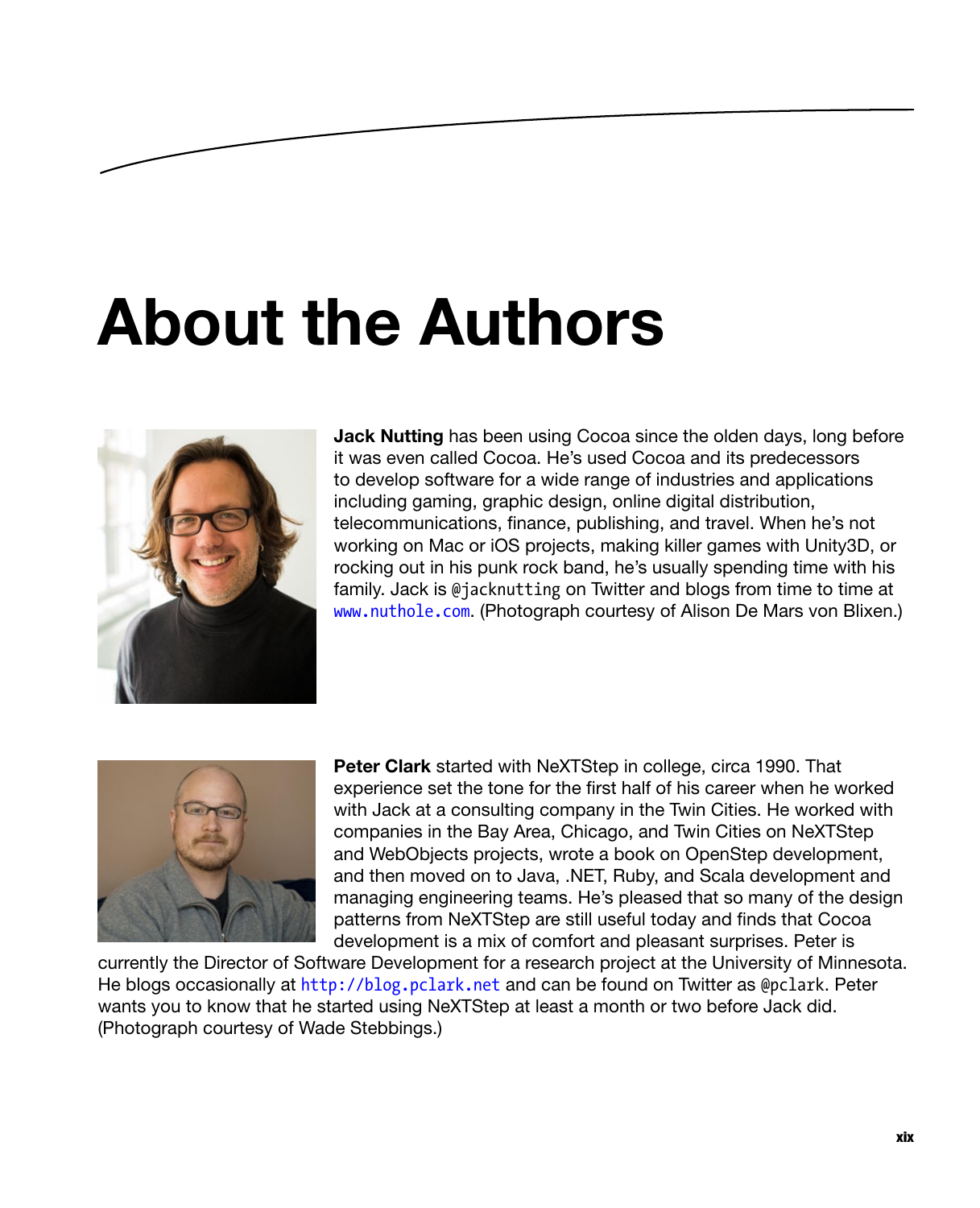# About the Authors

**Jack Nutting** has been using Cocoa since the olden days, long before it was even called Cocoa. He's used Cocoa and its predecessors to develop software for a wide range of industries and applications including gaming, graphic design, online digital distribution, telecommunications, finance, publishing, and travel. When he's not working on Mac or iOS projects, making killer games with Unity3D, or rocking out in his punk rock band, he's usually spending time with his family. Jack is `@jacknutting` on Twitter and blogs from time to time at `www.nuthole.com`. (Photograph courtesy of Alison De Mars von Blixen.)

**Peter Clark** started with NeXTStep in college, circa 1990. That experience set the tone for the first half of his career when he worked with Jack at a consulting company in the Twin Cities. He worked with companies in the Bay Area, Chicago, and Twin Cities on NeXTStep and WebObjects projects, wrote a book on OpenStep development, and then moved on to Java, .NET, Ruby, and Scala development and managing engineering teams. He's pleased that so many of the design patterns from NeXTStep are still useful today and finds that Cocoa development is a mix of comfort and pleasant surprises. Peter is currently the Director of Software Development for a research project at the University of Minnesota. He blogs occasionally at `http://blog.pclark.net` and can be found on Twitter as `@pclark`. Peter wants you to know that he started using NeXTStep at least a month or two before Jack did. (Photograph courtesy of Wade Stebbings.)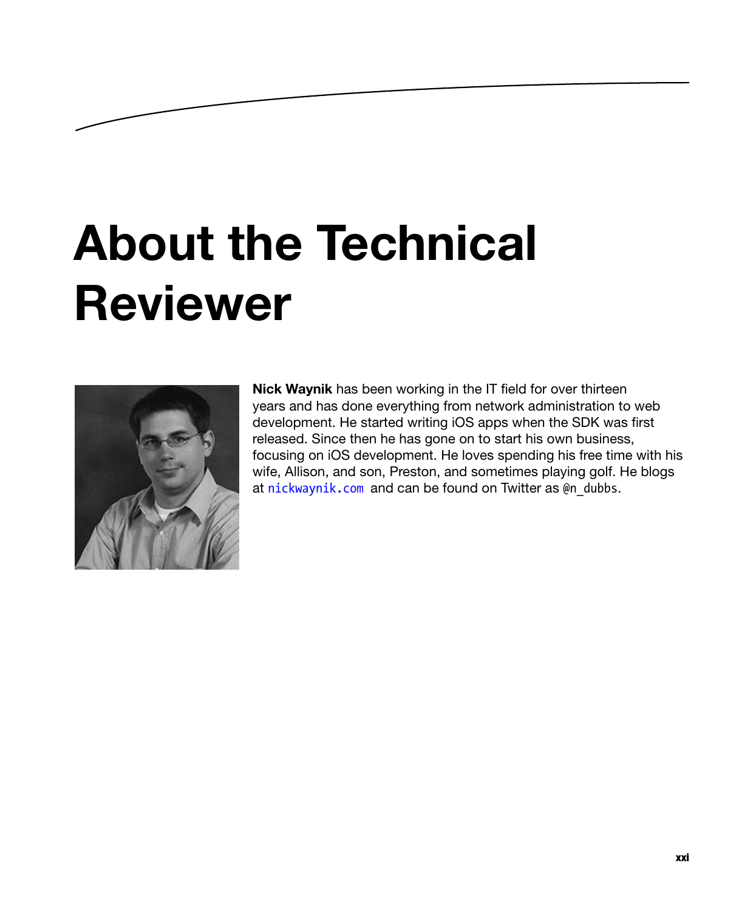# About the Technical Reviewer

**Nick Waynik** has been working in the IT field for over thirteen years and has done everything from network administration to web development. He started writing iOS apps when the SDK was first released. Since then he has gone on to start his own business, focusing on iOS development. He loves spending his free time with his wife, Allison, and son, Preston, and sometimes playing golf. He blogs at `nickwaynik.com` and can be found on Twitter as `@n_dubbs`.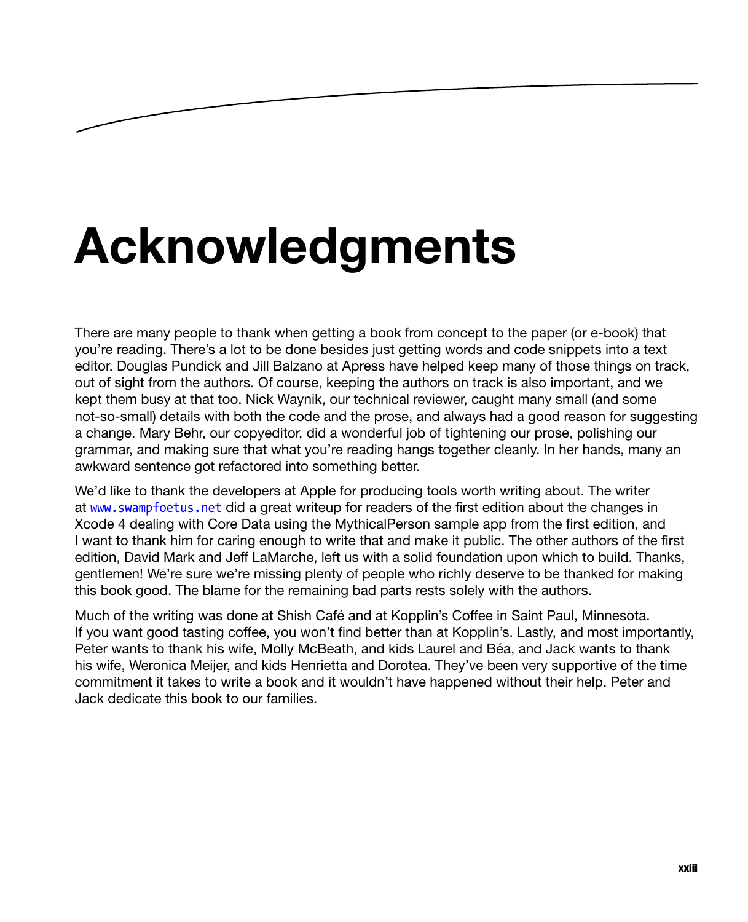# Acknowledgments

There are many people to thank when getting a book from concept to the paper (or e-book) that you're reading. There's a lot to be done besides just getting words and code snippets into a text editor. Douglas Pundick and Jill Balzano at Apress have helped keep many of those things on track, out of sight from the authors. Of course, keeping the authors on track is also important, and we kept them busy at that too. Nick Waynik, our technical reviewer, caught many small (and some not-so-small) details with both the code and the prose, and always had a good reason for suggesting a change. Mary Behr, our copyeditor, did a wonderful job of tightening our prose, polishing our grammar, and making sure that what you're reading hangs together cleanly. In her hands, many an awkward sentence got refactored into something better.

We'd like to thank the developers at Apple for producing tools worth writing about. The writer at `www.swampfoetus.net` did a great writeup for readers of the first edition about the changes in Xcode 4 dealing with Core Data using the MythicalPerson sample app from the first edition, and I want to thank him for caring enough to write that and make it public. The other authors of the first edition, David Mark and Jeff LaMarche, left us with a solid foundation upon which to build. Thanks, gentlemen! We're sure we're missing plenty of people who richly deserve to be thanked for making this book good. The blame for the remaining bad parts rests solely with the authors.

Much of the writing was done at Shish Café and at Kopplin's Coffee in Saint Paul, Minnesota. If you want good tasting coffee, you won't find better than at Kopplin's. Lastly, and most importantly, Peter wants to thank his wife, Molly McBeath, and kids Laurel and Béa, and Jack wants to thank his wife, Weronica Meijer, and kids Henrietta and Dorotea. They've been very supportive of the time commitment it takes to write a book and it wouldn't have happened without their help. Peter and Jack dedicate this book to our families.